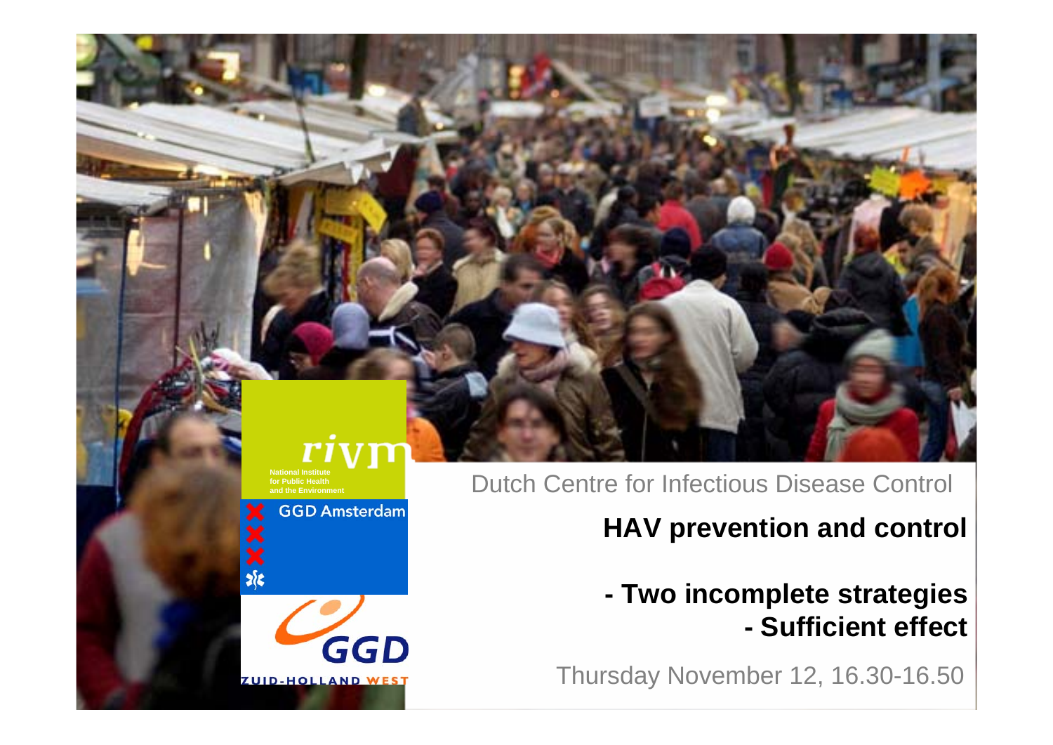rivm

National Institute for Public Health and the Environment

GGD Amsterdam

GGD ZUID-HOLLAND WEST

Dutch Centre for Infectious Disease Control

# HAV prevention and control

## - Two incomplete strategies
## - Sufficient effect

Thursday November 12, 16.30-16.50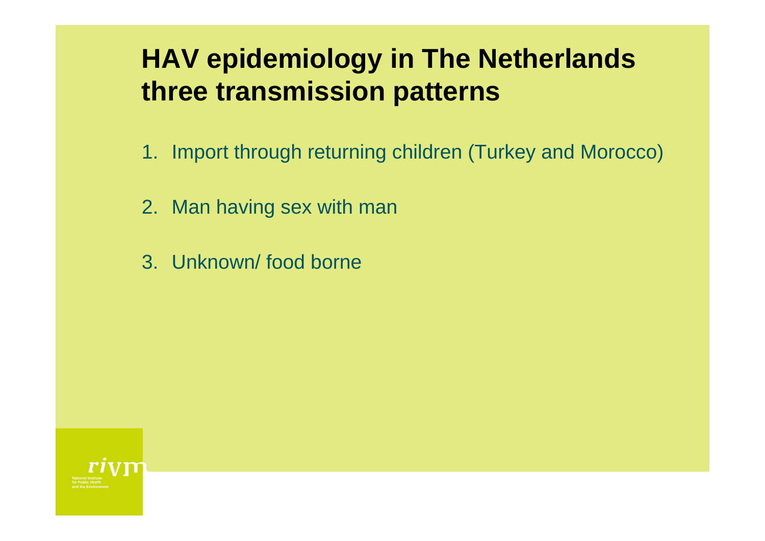# HAV epidemiology in The Netherlands three transmission patterns

1. Import through returning children (Turkey and Morocco)
2. Man having sex with man
3. Unknown/ food borne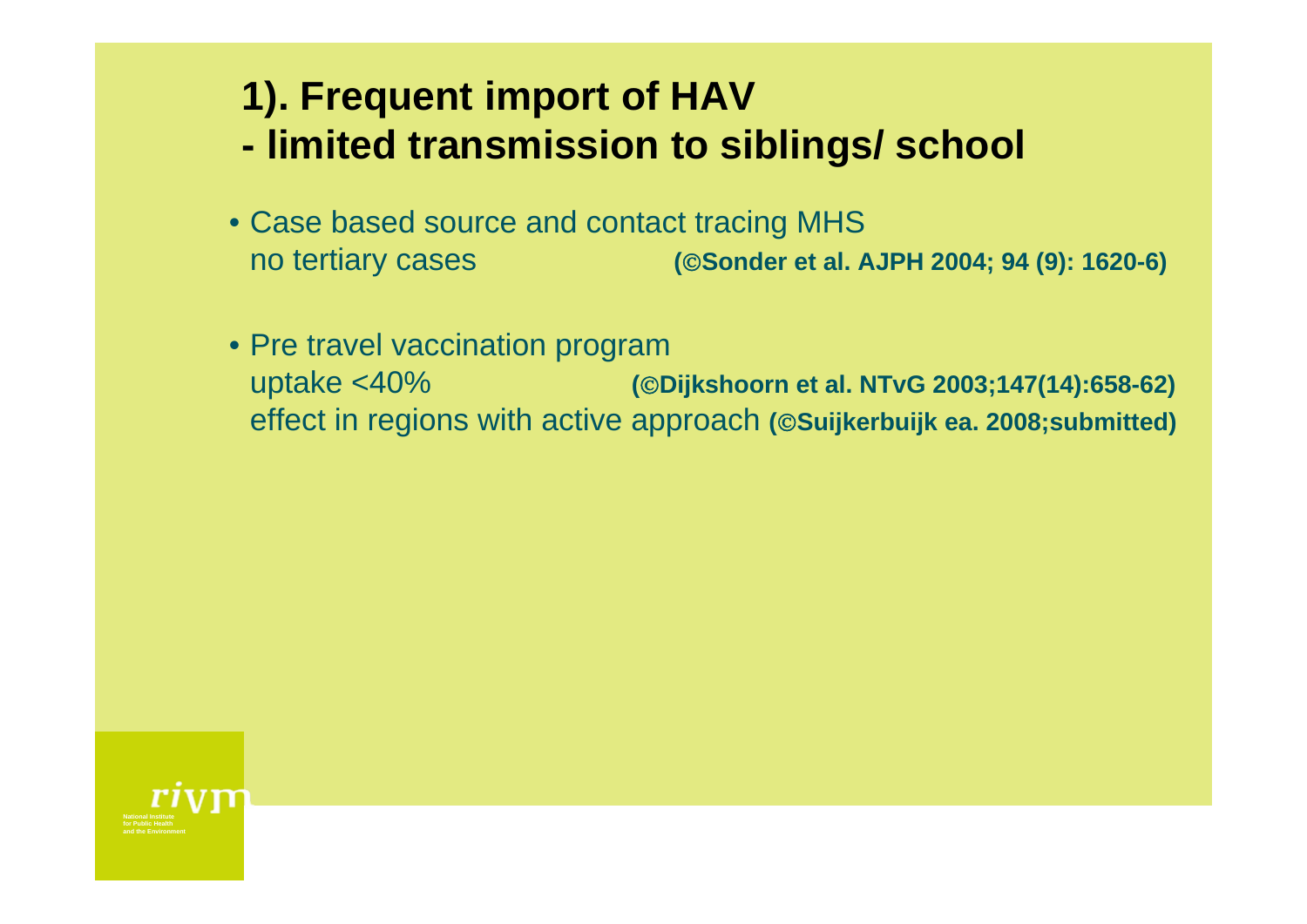# 1). Frequent import of HAV
# - limited transmission to siblings/ school

- Case based source and contact tracing MHS
  no tertiary cases **(©Sonder et al. AJPH 2004; 94 (9): 1620-6)**

- Pre travel vaccination program
  uptake <40% **(©Dijkshoorn et al. NTvG 2003;147(14):658-62)**
  effect in regions with active approach **(©Suijkerbuijk ea. 2008;submitted)**

rivm
National Institute for Public Health and the Environment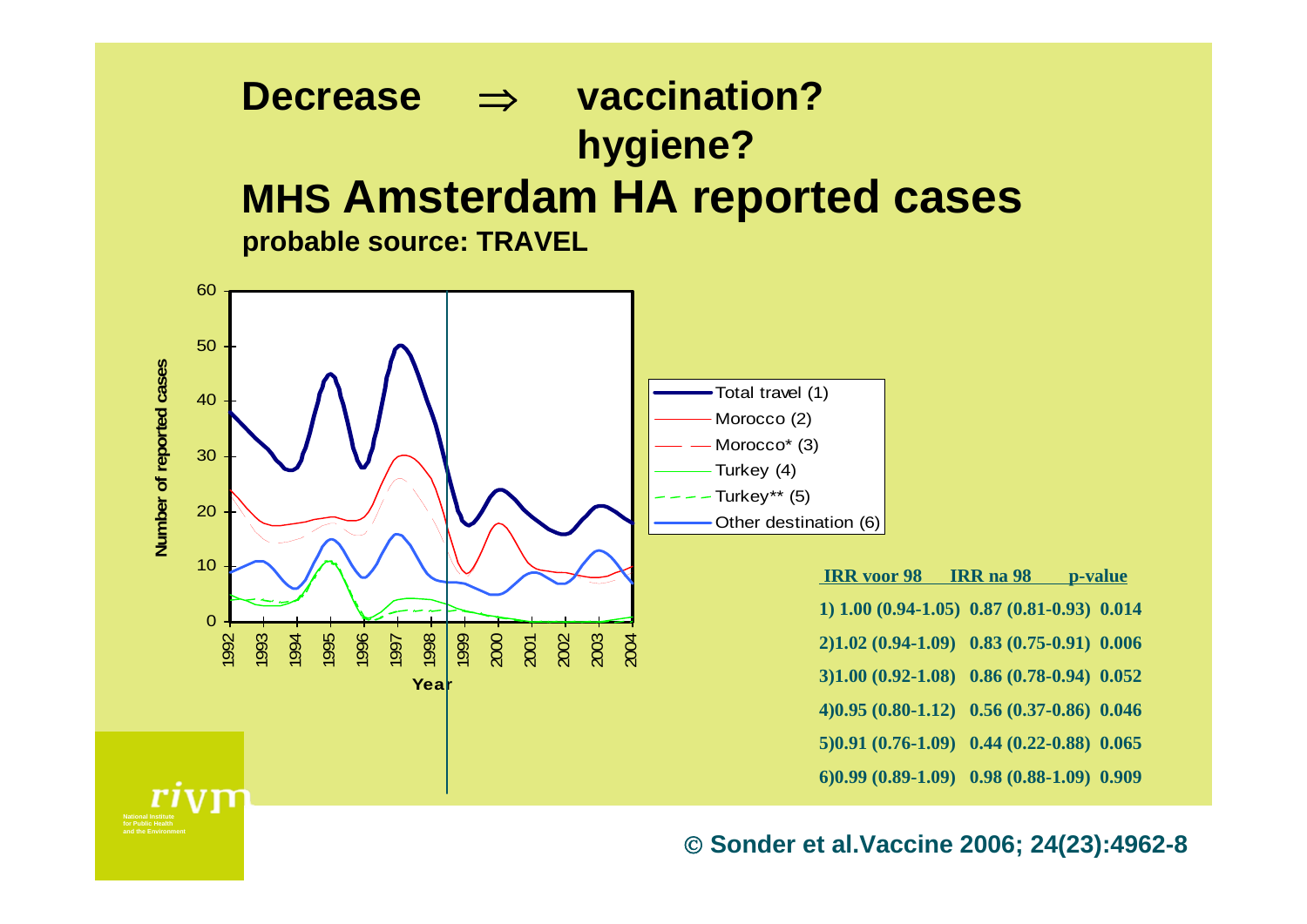# Decrease ⇒ vaccination? hygiene?

## MHS Amsterdam HA reported cases

**probable source: TRAVEL**

Number of reported cases

Year

- Total travel (1)
- Morocco (2)
- Morocco* (3)
- Turkey (4)
- Turkey** (5)
- Other destination (6)

| IRR voor 98 | IRR na 98 | p-value |
|---|---|---|
| 1) 1.00 (0.94-1.05) | 0.87 (0.81-0.93) | 0.014 |
| 2)1.02 (0.94-1.09) | 0.83 (0.75-0.91) | 0.006 |
| 3)1.00 (0.92-1.08) | 0.86 (0.78-0.94) | 0.052 |
| 4)0.95 (0.80-1.12) | 0.56 (0.37-0.86) | 0.046 |
| 5)0.91 (0.76-1.09) | 0.44 (0.22-0.88) | 0.065 |
| 6)0.99 (0.89-1.09) | 0.98 (0.88-1.09) | 0.909 |

© Sonder et al.Vaccine 2006; 24(23):4962-8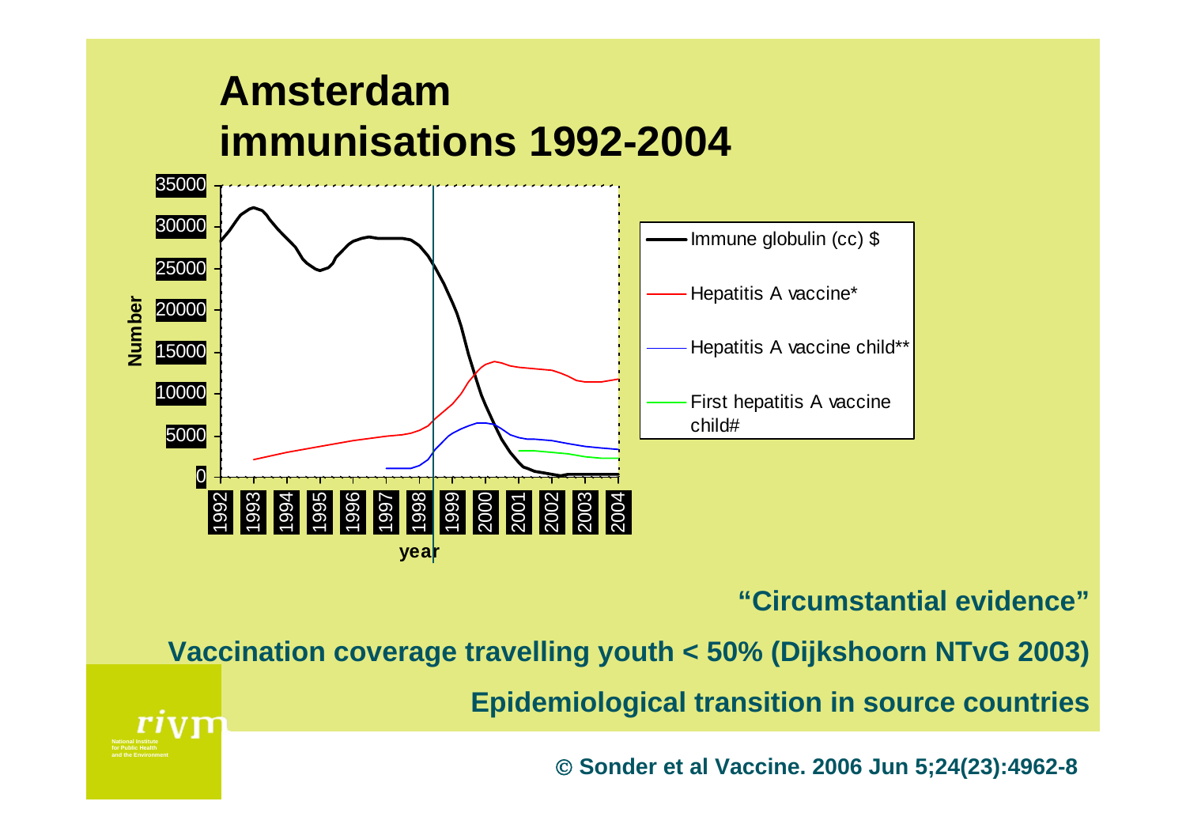# Amsterdam immunisations 1992-2004

Number

35000
30000
25000
20000
15000
10000
5000
0

1992 1993 1994 1995 1996 1997 1998 1999 2000 2001 2002 2003 2004

year

- Immune globulin (cc) $
- Hepatitis A vaccine*
- Hepatitis A vaccine child**
- First hepatitis A vaccine child#

**"Circumstantial evidence"**

**Vaccination coverage travelling youth < 50% (Dijkshoorn NTvG 2003)**

**Epidemiological transition in source countries**

**© Sonder et al Vaccine. 2006 Jun 5;24(23):4962-8**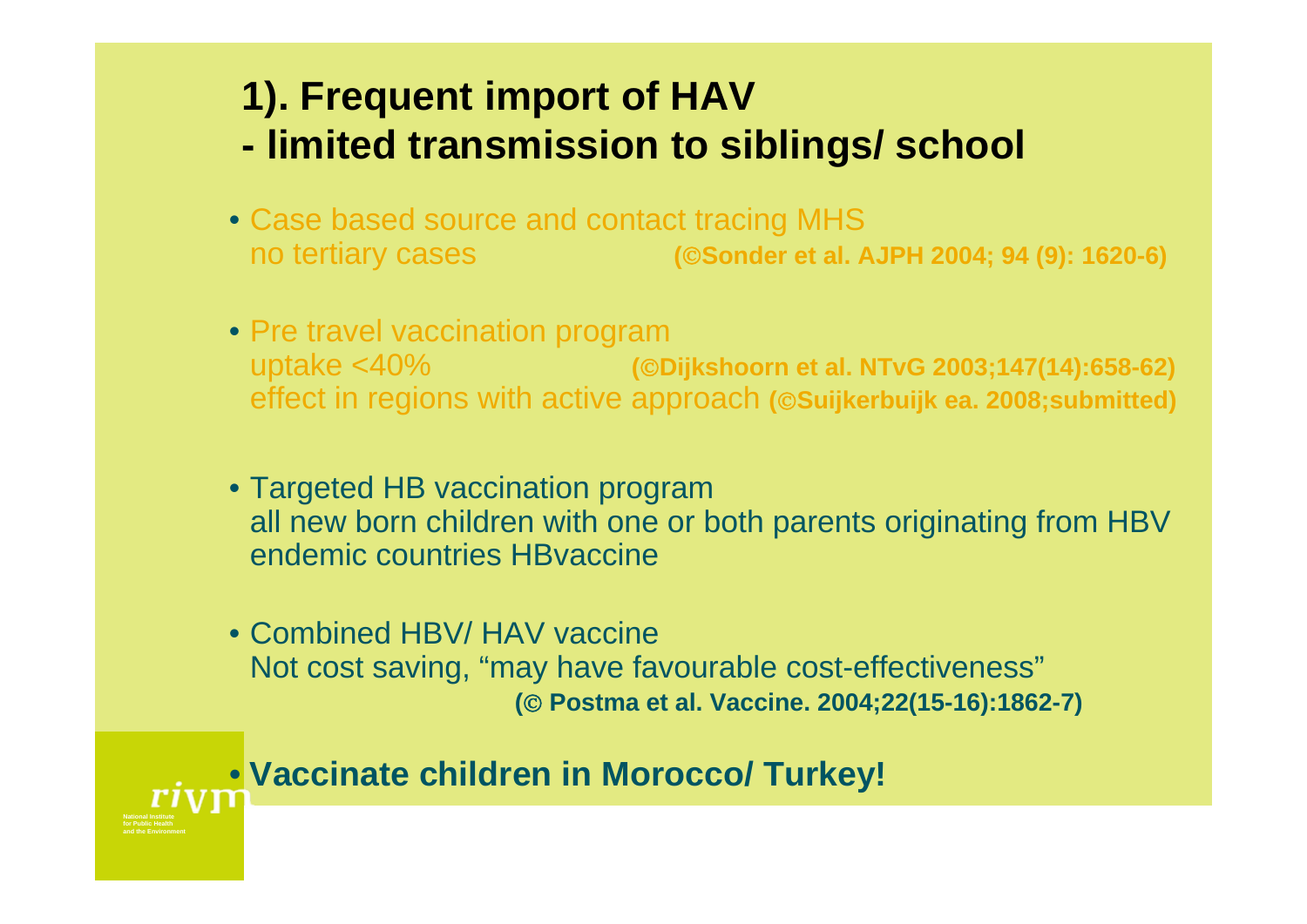# 1). Frequent import of HAV
# - limited transmission to siblings/ school

- Case based source and contact tracing MHS
  no tertiary cases **(©Sonder et al. AJPH 2004; 94 (9): 1620-6)**

- Pre travel vaccination program
  uptake <40% **(©Dijkshoorn et al. NTvG 2003;147(14):658-62)**
  effect in regions with active approach **(©Suijkerbuijk ea. 2008;submitted)**

- Targeted HB vaccination program
  all new born children with one or both parents originating from HBV endemic countries HBvaccine

- Combined HBV/ HAV vaccine
  Not cost saving, "may have favourable cost-effectiveness"
  **(© Postma et al. Vaccine. 2004;22(15-16):1862-7)**

- **Vaccinate children in Morocco/ Turkey!**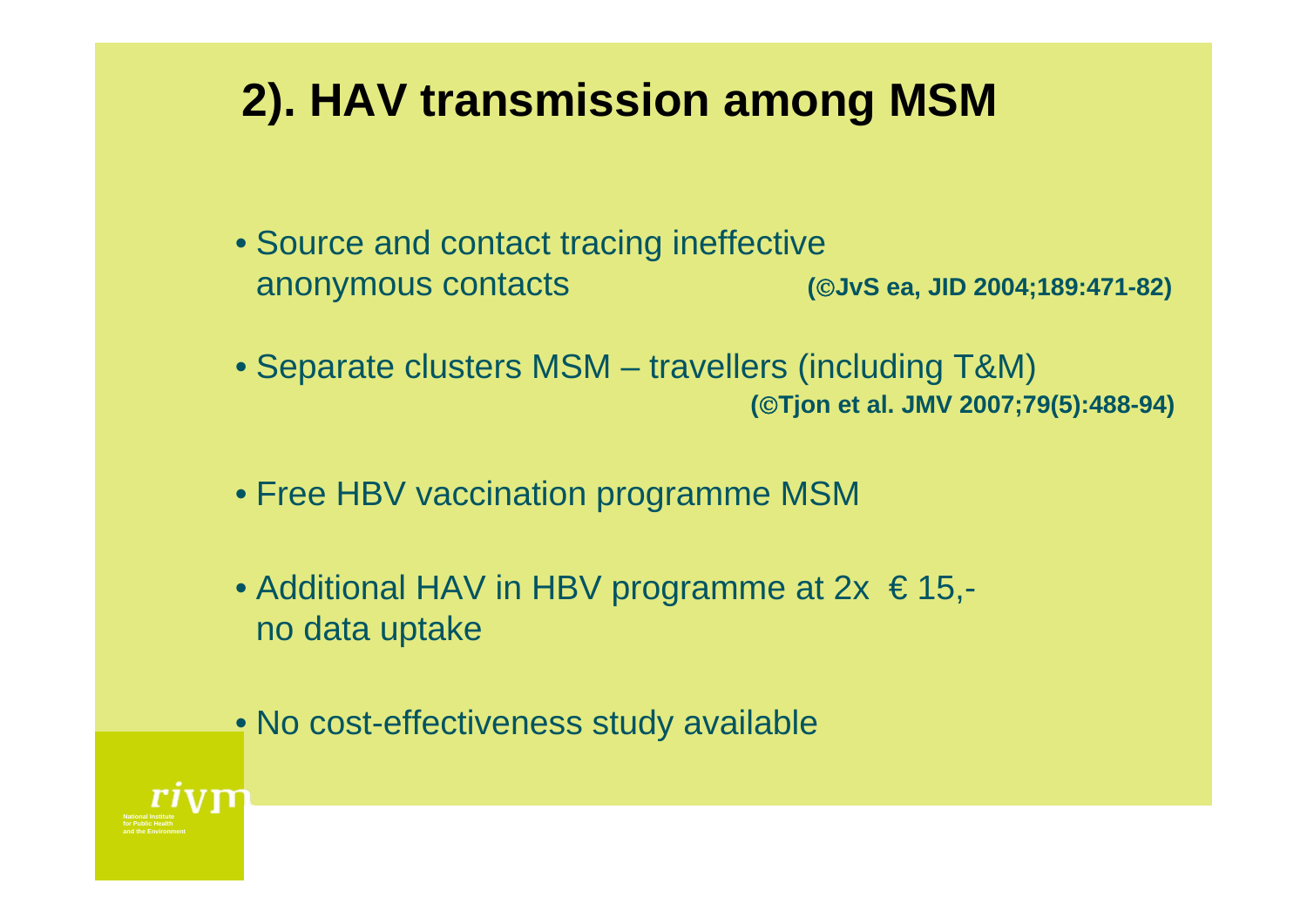# 2). HAV transmission among MSM

- Source and contact tracing ineffective anonymous contacts **(©JvS ea, JID 2004;189:471-82)**

- Separate clusters MSM – travellers (including T&M) **(©Tjon et al. JMV 2007;79(5):488-94)**

- Free HBV vaccination programme MSM

- Additional HAV in HBV programme at 2x € 15,- no data uptake

- No cost-effectiveness study available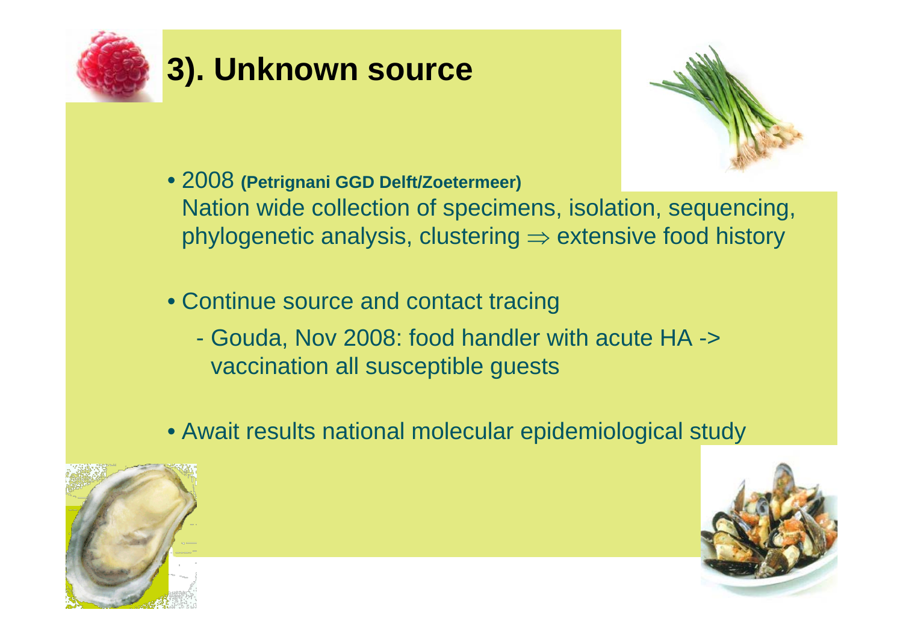# 3). Unknown source

- 2008 **(Petrignani GGD Delft/Zoetermeer)**
  Nation wide collection of specimens, isolation, sequencing, phylogenetic analysis, clustering $\Rightarrow$ extensive food history

- Continue source and contact tracing
  - Gouda, Nov 2008: food handler with acute HA -> vaccination all susceptible guests

- Await results national molecular epidemiological study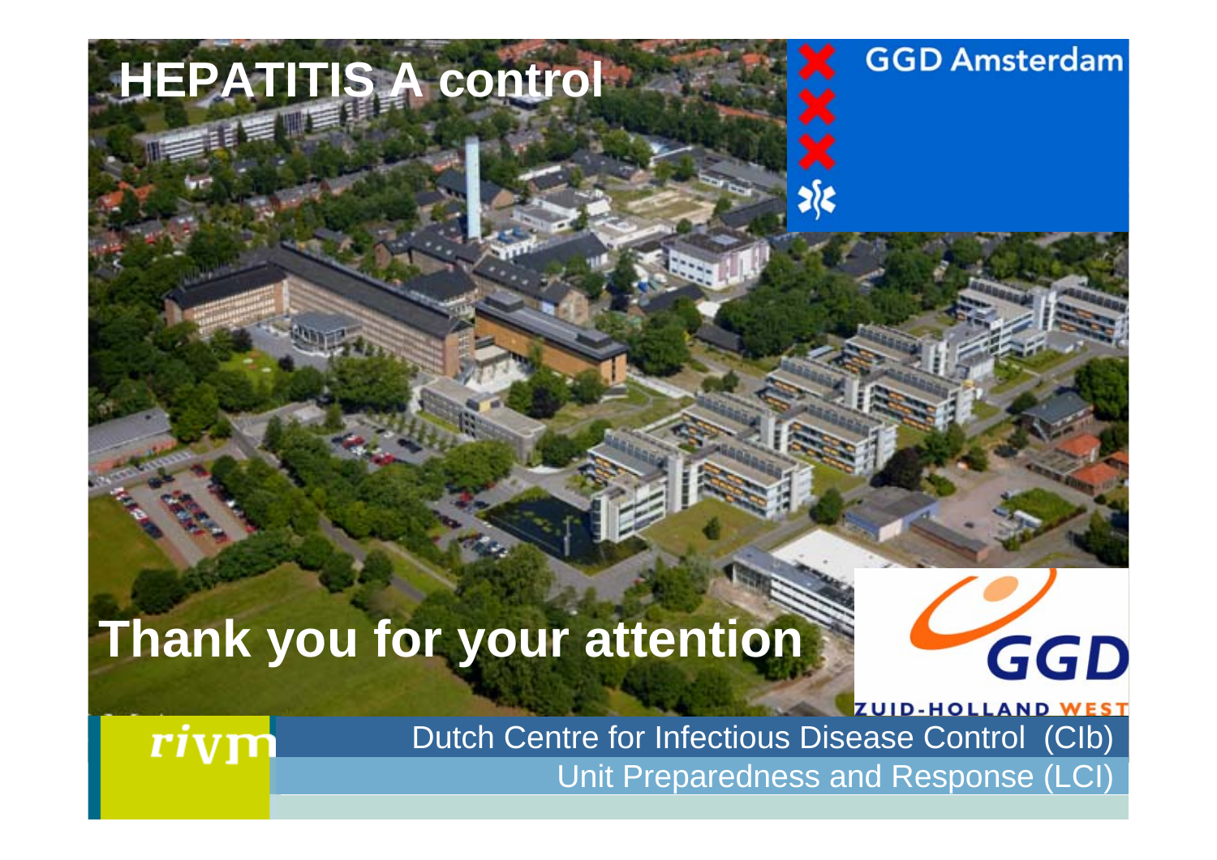# HEPATITIS A control

GGD Amsterdam

# Thank you for your attention

GGD ZUID-HOLLAND WEST

rivm

Dutch Centre for Infectious Disease Control (CIb)

Unit Preparedness and Response (LCI)